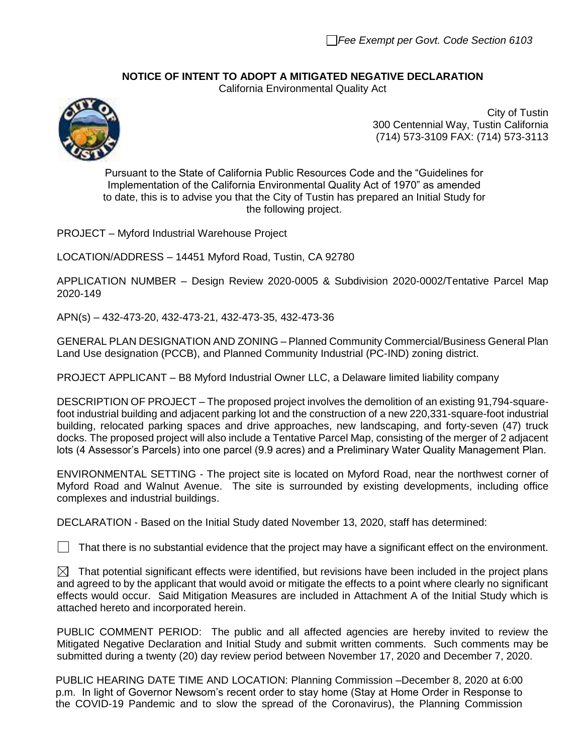☐ *Fee Exempt per Govt. Code Section 6103*

# NOTICE OF INTENT TO ADOPT A MITIGATED NEGATIVE DECLARATION

California Environmental Quality Act

City of Tustin
300 Centennial Way, Tustin California
(714) 573-3109 FAX: (714) 573-3113

Pursuant to the State of California Public Resources Code and the "Guidelines for Implementation of the California Environmental Quality Act of 1970" as amended to date, this is to advise you that the City of Tustin has prepared an Initial Study for the following project.

PROJECT – Myford Industrial Warehouse Project

LOCATION/ADDRESS – 14451 Myford Road, Tustin, CA 92780

APPLICATION NUMBER – Design Review 2020-0005 & Subdivision 2020-0002/Tentative Parcel Map 2020-149

APN(s) – 432-473-20, 432-473-21, 432-473-35, 432-473-36

GENERAL PLAN DESIGNATION AND ZONING – Planned Community Commercial/Business General Plan Land Use designation (PCCB), and Planned Community Industrial (PC-IND) zoning district.

PROJECT APPLICANT – B8 Myford Industrial Owner LLC, a Delaware limited liability company

DESCRIPTION OF PROJECT – The proposed project involves the demolition of an existing 91,794-square-foot industrial building and adjacent parking lot and the construction of a new 220,331-square-foot industrial building, relocated parking spaces and drive approaches, new landscaping, and forty-seven (47) truck docks. The proposed project will also include a Tentative Parcel Map, consisting of the merger of 2 adjacent lots (4 Assessor's Parcels) into one parcel (9.9 acres) and a Preliminary Water Quality Management Plan.

ENVIRONMENTAL SETTING - The project site is located on Myford Road, near the northwest corner of Myford Road and Walnut Avenue. The site is surrounded by existing developments, including office complexes and industrial buildings.

DECLARATION - Based on the Initial Study dated November 13, 2020, staff has determined:

☐ That there is no substantial evidence that the project may have a significant effect on the environment.

☒ That potential significant effects were identified, but revisions have been included in the project plans and agreed to by the applicant that would avoid or mitigate the effects to a point where clearly no significant effects would occur. Said Mitigation Measures are included in Attachment A of the Initial Study which is attached hereto and incorporated herein.

PUBLIC COMMENT PERIOD: The public and all affected agencies are hereby invited to review the Mitigated Negative Declaration and Initial Study and submit written comments. Such comments may be submitted during a twenty (20) day review period between November 17, 2020 and December 7, 2020.

PUBLIC HEARING DATE TIME AND LOCATION: Planning Commission –December 8, 2020 at 6:00 p.m. In light of Governor Newsom's recent order to stay home (Stay at Home Order in Response to the COVID-19 Pandemic and to slow the spread of the Coronavirus), the Planning Commission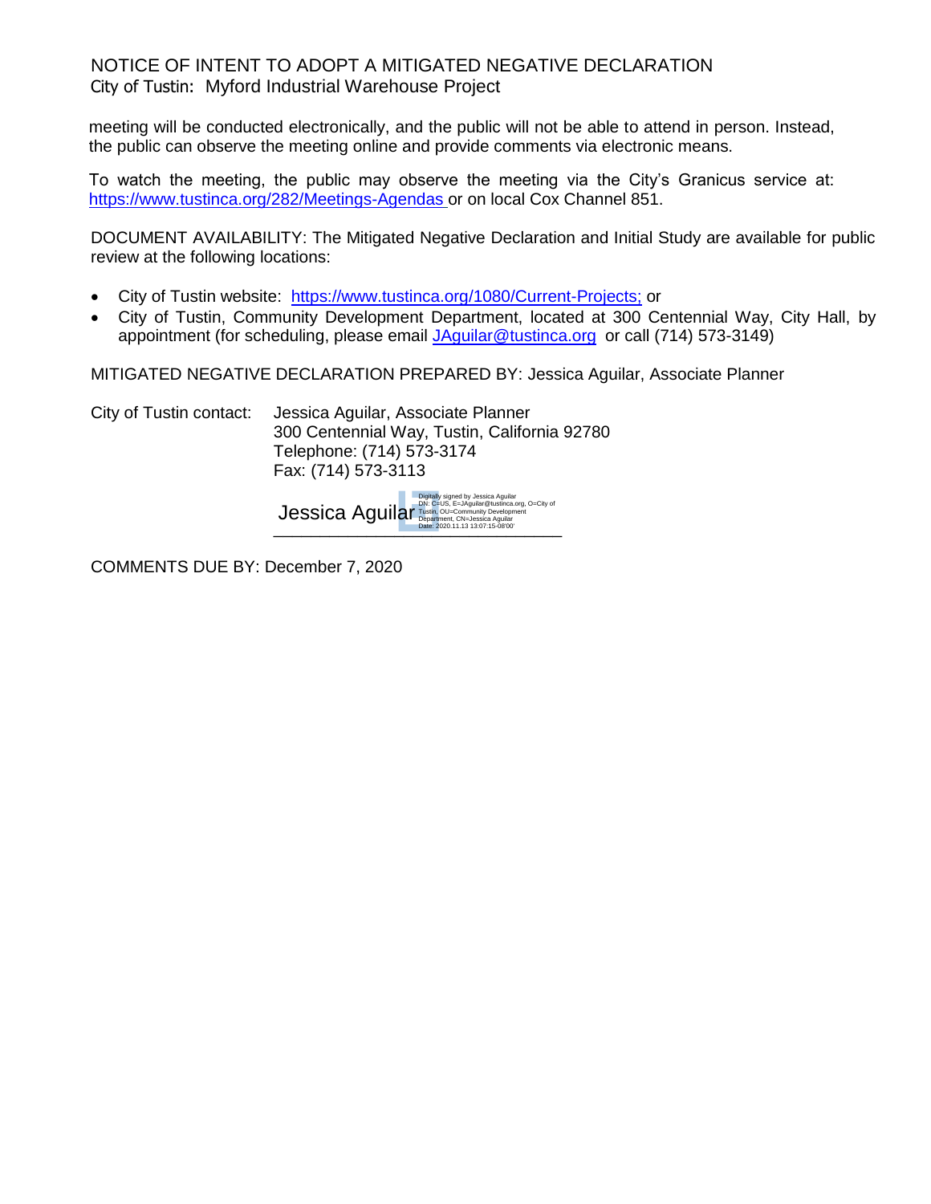meeting will be conducted electronically, and the public will not be able to attend in person. Instead, the public can observe the meeting online and provide comments via electronic means.

To watch the meeting, the public may observe the meeting via the City's Granicus service at: https://www.tustinca.org/282/Meetings-Agendas or on local Cox Channel 851.

DOCUMENT AVAILABILITY: The Mitigated Negative Declaration and Initial Study are available for public review at the following locations:

- City of Tustin website: https://www.tustinca.org/1080/Current-Projects; or
- City of Tustin, Community Development Department, located at 300 Centennial Way, City Hall, by appointment (for scheduling, please email JAguilar@tustinca.org or call (714) 573-3149)

MITIGATED NEGATIVE DECLARATION PREPARED BY: Jessica Aguilar, Associate Planner

City of Tustin contact: Jessica Aguilar, Associate Planner
300 Centennial Way, Tustin, California 92780
Telephone: (714) 573-3174
Fax: (714) 573-3113

Jessica Aguilar Digitally signed by Jessica Aguilar DN: C=US, E=JAguilar@tustinca.org, O=City of Tustin, OU=Community Development Department, CN=Jessica Aguilar Date: 2020.11.13 13:07:15-08'00'

COMMENTS DUE BY: December 7, 2020